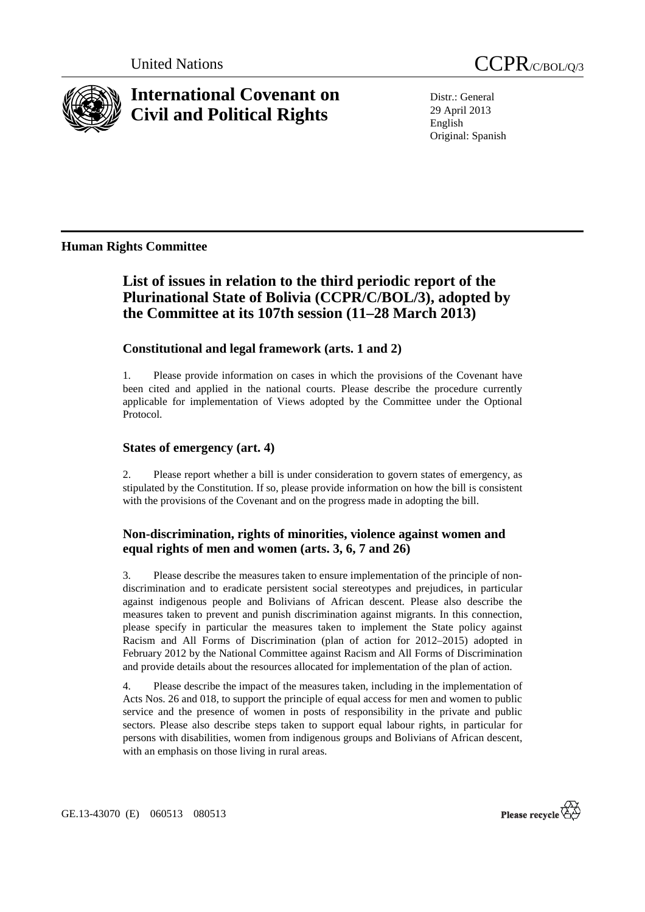United Nations

# International Covenant on Civil and Political Rights

CCPR/C/BOL/Q/3

Distr.: General
29 April 2013
English
Original: Spanish

**Human Rights Committee**

## List of issues in relation to the third periodic report of the Plurinational State of Bolivia (CCPR/C/BOL/3), adopted by the Committee at its 107th session (11–28 March 2013)

### Constitutional and legal framework (arts. 1 and 2)

1. Please provide information on cases in which the provisions of the Covenant have been cited and applied in the national courts. Please describe the procedure currently applicable for implementation of Views adopted by the Committee under the Optional Protocol.

### States of emergency (art. 4)

2. Please report whether a bill is under consideration to govern states of emergency, as stipulated by the Constitution. If so, please provide information on how the bill is consistent with the provisions of the Covenant and on the progress made in adopting the bill.

### Non-discrimination, rights of minorities, violence against women and equal rights of men and women (arts. 3, 6, 7 and 26)

3. Please describe the measures taken to ensure implementation of the principle of non-discrimination and to eradicate persistent social stereotypes and prejudices, in particular against indigenous people and Bolivians of African descent. Please also describe the measures taken to prevent and punish discrimination against migrants. In this connection, please specify in particular the measures taken to implement the State policy against Racism and All Forms of Discrimination (plan of action for 2012–2015) adopted in February 2012 by the National Committee against Racism and All Forms of Discrimination and provide details about the resources allocated for implementation of the plan of action.

4. Please describe the impact of the measures taken, including in the implementation of Acts Nos. 26 and 018, to support the principle of equal access for men and women to public service and the presence of women in posts of responsibility in the private and public sectors. Please also describe steps taken to support equal labour rights, in particular for persons with disabilities, women from indigenous groups and Bolivians of African descent, with an emphasis on those living in rural areas.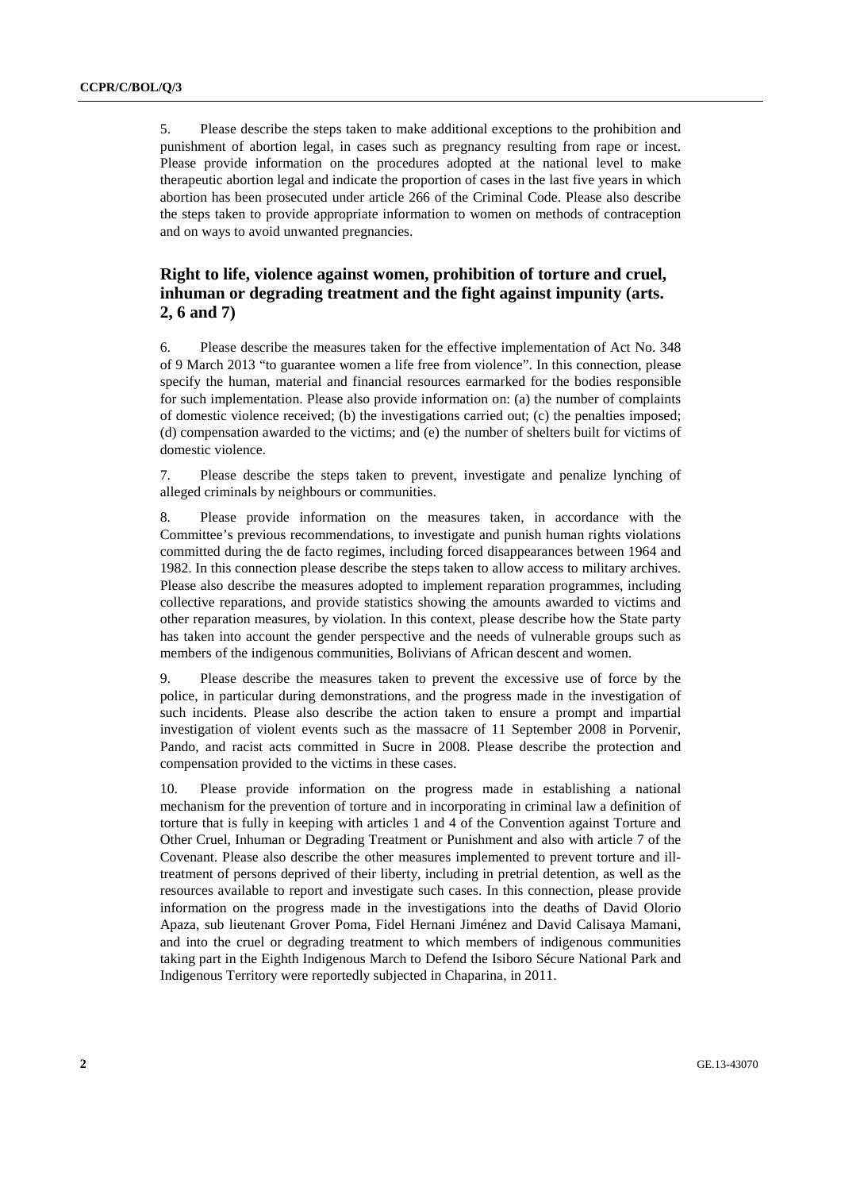5. Please describe the steps taken to make additional exceptions to the prohibition and punishment of abortion legal, in cases such as pregnancy resulting from rape or incest. Please provide information on the procedures adopted at the national level to make therapeutic abortion legal and indicate the proportion of cases in the last five years in which abortion has been prosecuted under article 266 of the Criminal Code. Please also describe the steps taken to provide appropriate information to women on methods of contraception and on ways to avoid unwanted pregnancies.

## Right to life, violence against women, prohibition of torture and cruel, inhuman or degrading treatment and the fight against impunity (arts. 2, 6 and 7)

6. Please describe the measures taken for the effective implementation of Act No. 348 of 9 March 2013 "to guarantee women a life free from violence". In this connection, please specify the human, material and financial resources earmarked for the bodies responsible for such implementation. Please also provide information on: (a) the number of complaints of domestic violence received; (b) the investigations carried out; (c) the penalties imposed; (d) compensation awarded to the victims; and (e) the number of shelters built for victims of domestic violence.

7. Please describe the steps taken to prevent, investigate and penalize lynching of alleged criminals by neighbours or communities.

8. Please provide information on the measures taken, in accordance with the Committee's previous recommendations, to investigate and punish human rights violations committed during the de facto regimes, including forced disappearances between 1964 and 1982. In this connection please describe the steps taken to allow access to military archives. Please also describe the measures adopted to implement reparation programmes, including collective reparations, and provide statistics showing the amounts awarded to victims and other reparation measures, by violation. In this context, please describe how the State party has taken into account the gender perspective and the needs of vulnerable groups such as members of the indigenous communities, Bolivians of African descent and women.

9. Please describe the measures taken to prevent the excessive use of force by the police, in particular during demonstrations, and the progress made in the investigation of such incidents. Please also describe the action taken to ensure a prompt and impartial investigation of violent events such as the massacre of 11 September 2008 in Porvenir, Pando, and racist acts committed in Sucre in 2008. Please describe the protection and compensation provided to the victims in these cases.

10. Please provide information on the progress made in establishing a national mechanism for the prevention of torture and in incorporating in criminal law a definition of torture that is fully in keeping with articles 1 and 4 of the Convention against Torture and Other Cruel, Inhuman or Degrading Treatment or Punishment and also with article 7 of the Covenant. Please also describe the other measures implemented to prevent torture and ill-treatment of persons deprived of their liberty, including in pretrial detention, as well as the resources available to report and investigate such cases. In this connection, please provide information on the progress made in the investigations into the deaths of David Olorio Apaza, sub lieutenant Grover Poma, Fidel Hernani Jiménez and David Calisaya Mamani, and into the cruel or degrading treatment to which members of indigenous communities taking part in the Eighth Indigenous March to Defend the Isiboro Sécure National Park and Indigenous Territory were reportedly subjected in Chaparina, in 2011.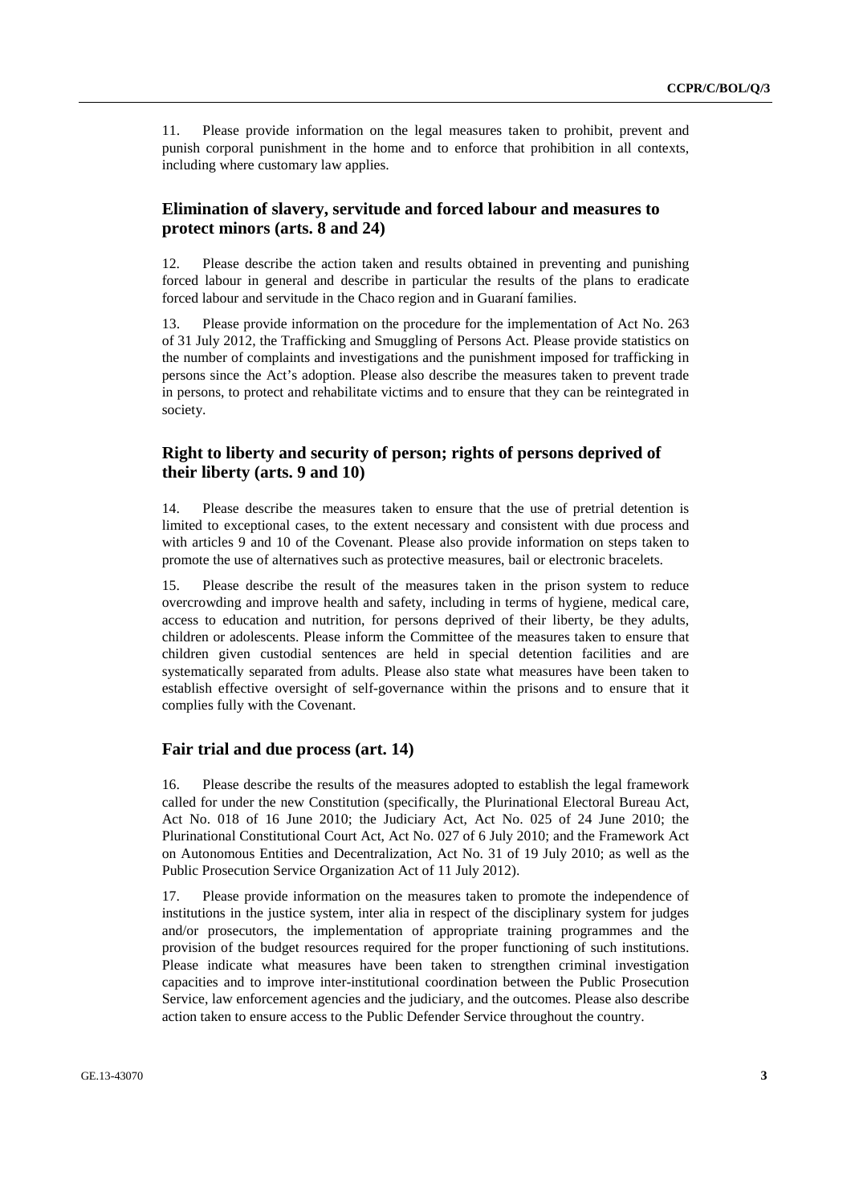11. Please provide information on the legal measures taken to prohibit, prevent and punish corporal punishment in the home and to enforce that prohibition in all contexts, including where customary law applies.

## Elimination of slavery, servitude and forced labour and measures to protect minors (arts. 8 and 24)

12. Please describe the action taken and results obtained in preventing and punishing forced labour in general and describe in particular the results of the plans to eradicate forced labour and servitude in the Chaco region and in Guaraní families.

13. Please provide information on the procedure for the implementation of Act No. 263 of 31 July 2012, the Trafficking and Smuggling of Persons Act. Please provide statistics on the number of complaints and investigations and the punishment imposed for trafficking in persons since the Act's adoption. Please also describe the measures taken to prevent trade in persons, to protect and rehabilitate victims and to ensure that they can be reintegrated in society.

## Right to liberty and security of person; rights of persons deprived of their liberty (arts. 9 and 10)

14. Please describe the measures taken to ensure that the use of pretrial detention is limited to exceptional cases, to the extent necessary and consistent with due process and with articles 9 and 10 of the Covenant. Please also provide information on steps taken to promote the use of alternatives such as protective measures, bail or electronic bracelets.

15. Please describe the result of the measures taken in the prison system to reduce overcrowding and improve health and safety, including in terms of hygiene, medical care, access to education and nutrition, for persons deprived of their liberty, be they adults, children or adolescents. Please inform the Committee of the measures taken to ensure that children given custodial sentences are held in special detention facilities and are systematically separated from adults. Please also state what measures have been taken to establish effective oversight of self-governance within the prisons and to ensure that it complies fully with the Covenant.

## Fair trial and due process (art. 14)

16. Please describe the results of the measures adopted to establish the legal framework called for under the new Constitution (specifically, the Plurinational Electoral Bureau Act, Act No. 018 of 16 June 2010; the Judiciary Act, Act No. 025 of 24 June 2010; the Plurinational Constitutional Court Act, Act No. 027 of 6 July 2010; and the Framework Act on Autonomous Entities and Decentralization, Act No. 31 of 19 July 2010; as well as the Public Prosecution Service Organization Act of 11 July 2012).

17. Please provide information on the measures taken to promote the independence of institutions in the justice system, inter alia in respect of the disciplinary system for judges and/or prosecutors, the implementation of appropriate training programmes and the provision of the budget resources required for the proper functioning of such institutions. Please indicate what measures have been taken to strengthen criminal investigation capacities and to improve inter-institutional coordination between the Public Prosecution Service, law enforcement agencies and the judiciary, and the outcomes. Please also describe action taken to ensure access to the Public Defender Service throughout the country.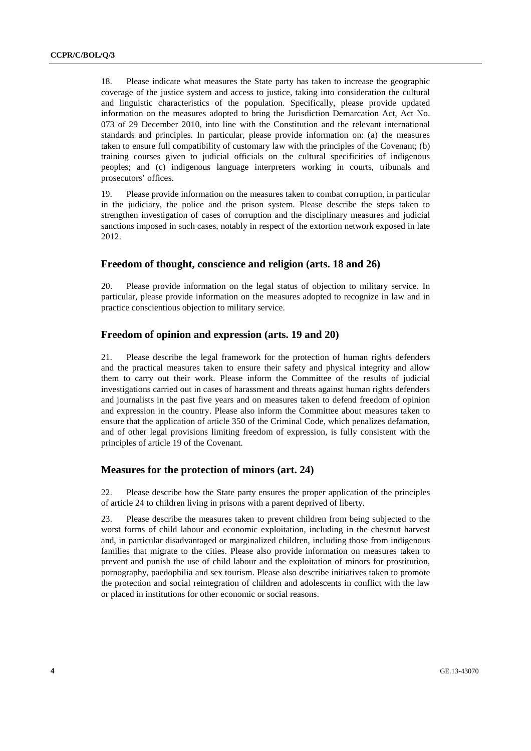18. Please indicate what measures the State party has taken to increase the geographic coverage of the justice system and access to justice, taking into consideration the cultural and linguistic characteristics of the population. Specifically, please provide updated information on the measures adopted to bring the Jurisdiction Demarcation Act, Act No. 073 of 29 December 2010, into line with the Constitution and the relevant international standards and principles. In particular, please provide information on: (a) the measures taken to ensure full compatibility of customary law with the principles of the Covenant; (b) training courses given to judicial officials on the cultural specificities of indigenous peoples; and (c) indigenous language interpreters working in courts, tribunals and prosecutors' offices.

19. Please provide information on the measures taken to combat corruption, in particular in the judiciary, the police and the prison system. Please describe the steps taken to strengthen investigation of cases of corruption and the disciplinary measures and judicial sanctions imposed in such cases, notably in respect of the extortion network exposed in late 2012.

## Freedom of thought, conscience and religion (arts. 18 and 26)

20. Please provide information on the legal status of objection to military service. In particular, please provide information on the measures adopted to recognize in law and in practice conscientious objection to military service.

## Freedom of opinion and expression (arts. 19 and 20)

21. Please describe the legal framework for the protection of human rights defenders and the practical measures taken to ensure their safety and physical integrity and allow them to carry out their work. Please inform the Committee of the results of judicial investigations carried out in cases of harassment and threats against human rights defenders and journalists in the past five years and on measures taken to defend freedom of opinion and expression in the country. Please also inform the Committee about measures taken to ensure that the application of article 350 of the Criminal Code, which penalizes defamation, and of other legal provisions limiting freedom of expression, is fully consistent with the principles of article 19 of the Covenant.

## Measures for the protection of minors (art. 24)

22. Please describe how the State party ensures the proper application of the principles of article 24 to children living in prisons with a parent deprived of liberty.

23. Please describe the measures taken to prevent children from being subjected to the worst forms of child labour and economic exploitation, including in the chestnut harvest and, in particular disadvantaged or marginalized children, including those from indigenous families that migrate to the cities. Please also provide information on measures taken to prevent and punish the use of child labour and the exploitation of minors for prostitution, pornography, paedophilia and sex tourism. Please also describe initiatives taken to promote the protection and social reintegration of children and adolescents in conflict with the law or placed in institutions for other economic or social reasons.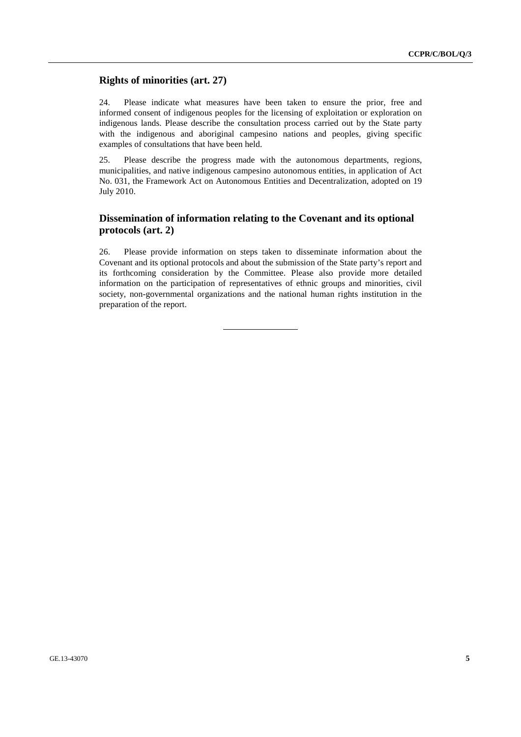## Rights of minorities (art. 27)

24. Please indicate what measures have been taken to ensure the prior, free and informed consent of indigenous peoples for the licensing of exploitation or exploration on indigenous lands. Please describe the consultation process carried out by the State party with the indigenous and aboriginal campesino nations and peoples, giving specific examples of consultations that have been held.

25. Please describe the progress made with the autonomous departments, regions, municipalities, and native indigenous campesino autonomous entities, in application of Act No. 031, the Framework Act on Autonomous Entities and Decentralization, adopted on 19 July 2010.

## Dissemination of information relating to the Covenant and its optional protocols (art. 2)

26. Please provide information on steps taken to disseminate information about the Covenant and its optional protocols and about the submission of the State party's report and its forthcoming consideration by the Committee. Please also provide more detailed information on the participation of representatives of ethnic groups and minorities, civil society, non-governmental organizations and the national human rights institution in the preparation of the report.